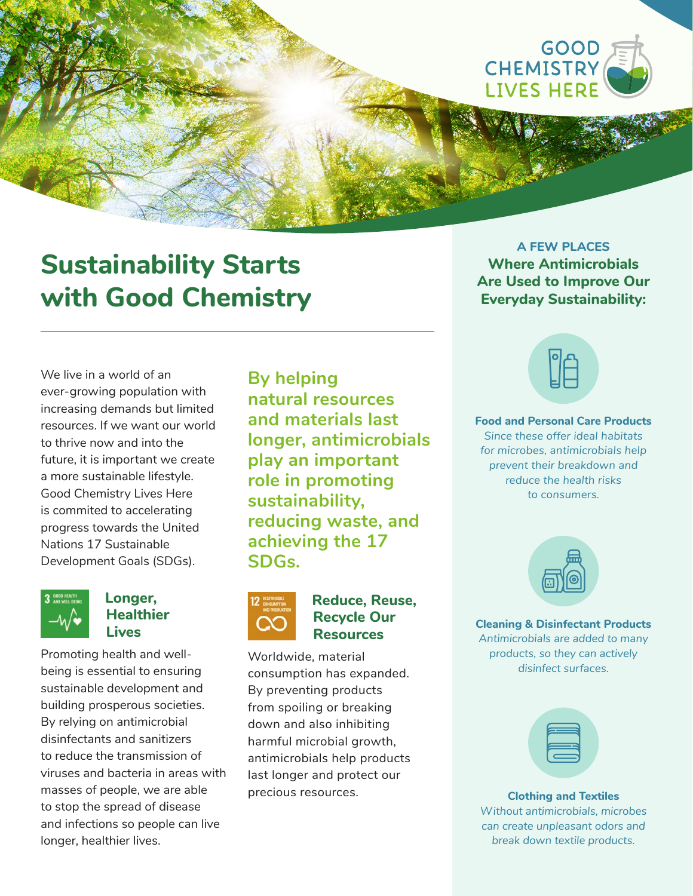GOOD CHEMISTRY LIVES HERE

# Sustainability Starts with Good Chemistry

We live in a world of an ever-growing population with increasing demands but limited resources. If we want our world to thrive now and into the future, it is important we create a more sustainable lifestyle. Good Chemistry Lives Here is commited to accelerating progress towards the United Nations 17 Sustainable Development Goals (SDGs).

**By helping natural resources and materials last longer, antimicrobials play an important role in promoting sustainability, reducing waste, and achieving the 17 SDGs.**

3 GOOD HEALTH AND WELL-BEING

## Longer, Healthier Lives

Promoting health and well-being is essential to ensuring sustainable development and building prosperous societies. By relying on antimicrobial disinfectants and sanitizers to reduce the transmission of viruses and bacteria in areas with masses of people, we are able to stop the spread of disease and infections so people can live longer, healthier lives.

12 RESPONSIBLE CONSUMPTION AND PRODUCTION

## Reduce, Reuse, Recycle Our Resources

Worldwide, material consumption has expanded. By preventing products from spoiling or breaking down and also inhibiting harmful microbial growth, antimicrobials help products last longer and protect our precious resources.

## A FEW PLACES Where Antimicrobials Are Used to Improve Our Everyday Sustainability:

**Food and Personal Care Products**
*Since these offer ideal habitats for microbes, antimicrobials help prevent their breakdown and reduce the health risks to consumers.*

**Cleaning & Disinfectant Products**
*Antimicrobials are added to many products, so they can actively disinfect surfaces.*

**Clothing and Textiles**
*Without antimicrobials, microbes can create unpleasant odors and break down textile products.*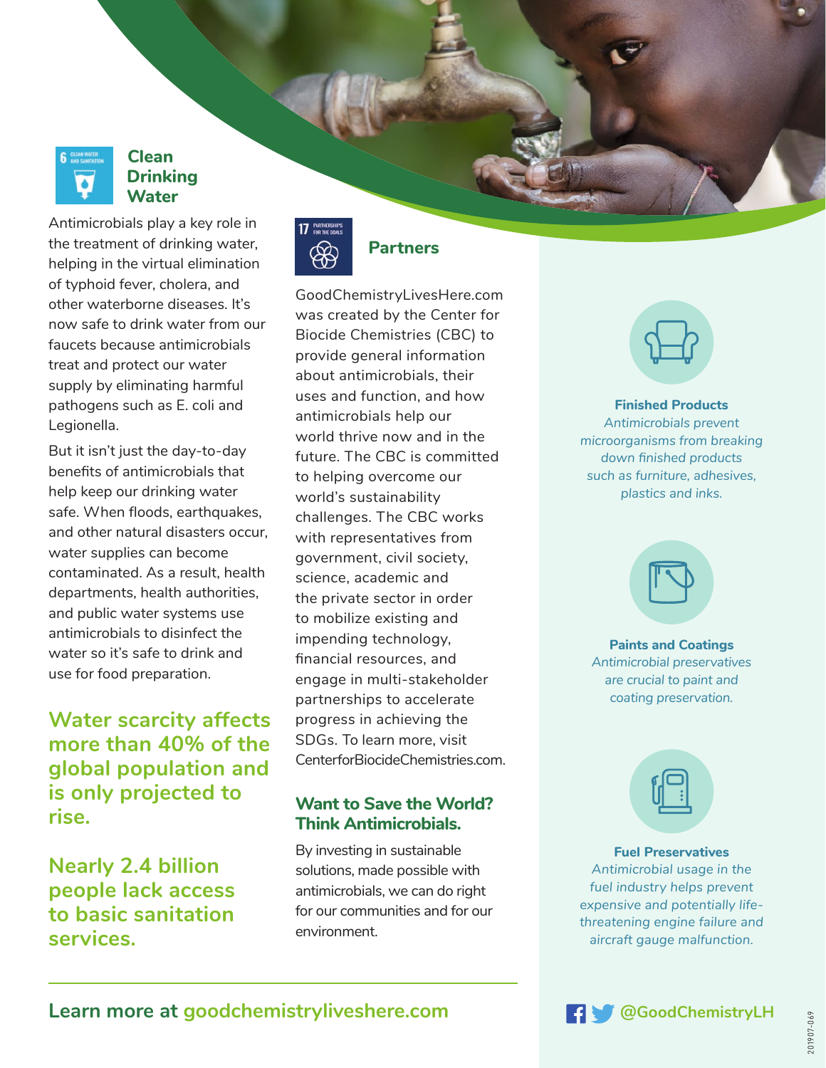## Clean Drinking Water

Antimicrobials play a key role in the treatment of drinking water, helping in the virtual elimination of typhoid fever, cholera, and other waterborne diseases. It's now safe to drink water from our faucets because antimicrobials treat and protect our water supply by eliminating harmful pathogens such as E. coli and Legionella.

But it isn't just the day-to-day benefits of antimicrobials that help keep our drinking water safe. When floods, earthquakes, and other natural disasters occur, water supplies can become contaminated. As a result, health departments, health authorities, and public water systems use antimicrobials to disinfect the water so it's safe to drink and use for food preparation.

**Water scarcity affects more than 40% of the global population and is only projected to rise.**

**Nearly 2.4 billion people lack access to basic sanitation services.**

## Partners

GoodChemistryLivesHere.com was created by the Center for Biocide Chemistries (CBC) to provide general information about antimicrobials, their uses and function, and how antimicrobials help our world thrive now and in the future. The CBC is committed to helping overcome our world's sustainability challenges. The CBC works with representatives from government, civil society, science, academic and the private sector in order to mobilize existing and impending technology, financial resources, and engage in multi-stakeholder partnerships to accelerate progress in achieving the SDGs. To learn more, visit CenterforBiocideChemistries.com.

### Want to Save the World? Think Antimicrobials.

By investing in sustainable solutions, made possible with antimicrobials, we can do right for our communities and for our environment.

**Finished Products**
*Antimicrobials prevent microorganisms from breaking down finished products such as furniture, adhesives, plastics and inks.*

**Paints and Coatings**
*Antimicrobial preservatives are crucial to paint and coating preservation.*

**Fuel Preservatives**
*Antimicrobial usage in the fuel industry helps prevent expensive and potentially life-threatening engine failure and aircraft gauge malfunction.*

**Learn more at goodchemistryliveshere.com**

@GoodChemistryLH

201907-069